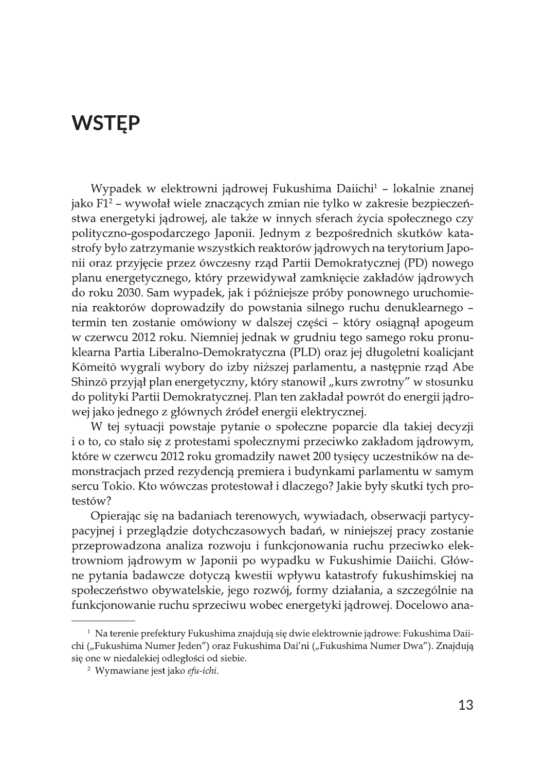# WSTĘP

Wypadek w elektrowni jądrowej Fukushima Daiichi[1] – lokalnie znanej jako F1[2] – wywołał wiele znaczących zmian nie tylko w zakresie bezpieczeństwa energetyki jądrowej, ale także w innych sferach życia społecznego czy polityczno-gospodarczego Japonii. Jednym z bezpośrednich skutków katastrofy było zatrzymanie wszystkich reaktorów jądrowych na terytorium Japonii oraz przyjęcie przez ówczesny rząd Partii Demokratycznej (PD) nowego planu energetycznego, który przewidywał zamknięcie zakładów jądrowych do roku 2030. Sam wypadek, jak i późniejsze próby ponownego uruchomienia reaktorów doprowadziły do powstania silnego ruchu denuklearnego – termin ten zostanie omówiony w dalszej części – który osiągnął apogeum w czerwcu 2012 roku. Niemniej jednak w grudniu tego samego roku pronuklearna Partia Liberalno-Demokratyczna (PLD) oraz jej długoletni koalicjant Kōmeitō wygrali wybory do izby niższej parlamentu, a następnie rząd Abe Shinzō przyjął plan energetyczny, który stanowił „kurs zwrotny" w stosunku do polityki Partii Demokratycznej. Plan ten zakładał powrót do energii jądrowej jako jednego z głównych źródeł energii elektrycznej.

W tej sytuacji powstaje pytanie o społeczne poparcie dla takiej decyzji i o to, co stało się z protestami społecznymi przeciwko zakładom jądrowym, które w czerwcu 2012 roku gromadziły nawet 200 tysięcy uczestników na demonstracjach przed rezydencją premiera i budynkami parlamentu w samym sercu Tokio. Kto wówczas protestował i dlaczego? Jakie były skutki tych protestów?

Opierając się na badaniach terenowych, wywiadach, obserwacji partycypacyjnej i przeglądzie dotychczasowych badań, w niniejszej pracy zostanie przeprowadzona analiza rozwoju i funkcjonowania ruchu przeciwko elektrowniom jądrowym w Japonii po wypadku w Fukushimie Daiichi. Główne pytania badawcze dotyczą kwestii wpływu katastrofy fukushimskiej na społeczeństwo obywatelskie, jego rozwój, formy działania, a szczególnie na funkcjonowanie ruchu sprzeciwu wobec energetyki jądrowej. Docelowo ana-

---

[1] Na terenie prefektury Fukushima znajdują się dwie elektrownie jądrowe: Fukushima Daiichi („Fukushima Numer Jeden") oraz Fukushima Dai'ni („Fukushima Numer Dwa"). Znajdują się one w niedalekiej odległości od siebie.

[2] Wymawiane jest jako *efu-ichi*.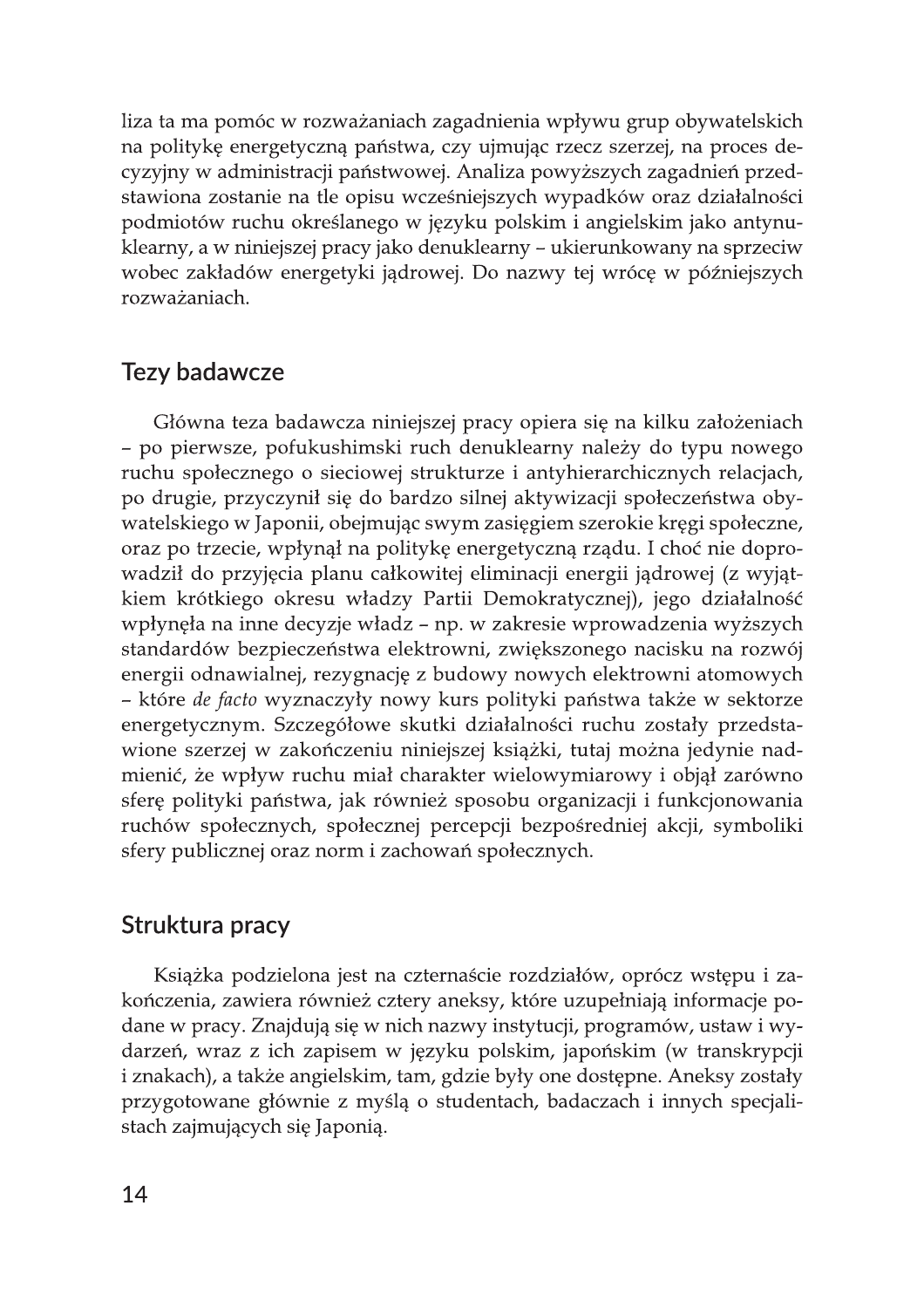liza ta ma pomóc w rozważaniach zagadnienia wpływu grup obywatelskich na politykę energetyczną państwa, czy ujmując rzecz szerzej, na proces decyzyjny w administracji państwowej. Analiza powyższych zagadnień przedstawiona zostanie na tle opisu wcześniejszych wypadków oraz działalności podmiotów ruchu określanego w języku polskim i angielskim jako antynuklearny, a w niniejszej pracy jako denuklearny – ukierunkowany na sprzeciw wobec zakładów energetyki jądrowej. Do nazwy tej wrócę w późniejszych rozważaniach.

## Tezy badawcze

Główna teza badawcza niniejszej pracy opiera się na kilku założeniach – po pierwsze, pofukushimski ruch denuklearny należy do typu nowego ruchu społecznego o sieciowej strukturze i antyhierarchicznych relacjach, po drugie, przyczynił się do bardzo silnej aktywizacji społeczeństwa obywatelskiego w Japonii, obejmując swym zasięgiem szerokie kręgi społeczne, oraz po trzecie, wpłynął na politykę energetyczną rządu. I choć nie doprowadził do przyjęcia planu całkowitej eliminacji energii jądrowej (z wyjątkiem krótkiego okresu władzy Partii Demokratycznej), jego działalność wpłynęła na inne decyzje władz – np. w zakresie wprowadzenia wyższych standardów bezpieczeństwa elektrowni, zwiększonego nacisku na rozwój energii odnawialnej, rezygnację z budowy nowych elektrowni atomowych – które *de facto* wyznaczyły nowy kurs polityki państwa także w sektorze energetycznym. Szczegółowe skutki działalności ruchu zostały przedstawione szerzej w zakończeniu niniejszej książki, tutaj można jedynie nadmienić, że wpływ ruchu miał charakter wielowymiarowy i objął zarówno sferę polityki państwa, jak również sposobu organizacji i funkcjonowania ruchów społecznych, społecznej percepcji bezpośredniej akcji, symboliki sfery publicznej oraz norm i zachowań społecznych.

## Struktura pracy

Książka podzielona jest na czternaście rozdziałów, oprócz wstępu i zakończenia, zawiera również cztery aneksy, które uzupełniają informacje podane w pracy. Znajdują się w nich nazwy instytucji, programów, ustaw i wydarzeń, wraz z ich zapisem w języku polskim, japońskim (w transkrypcji i znakach), a także angielskim, tam, gdzie były one dostępne. Aneksy zostały przygotowane głównie z myślą o studentach, badaczach i innych specjalistach zajmujących się Japonią.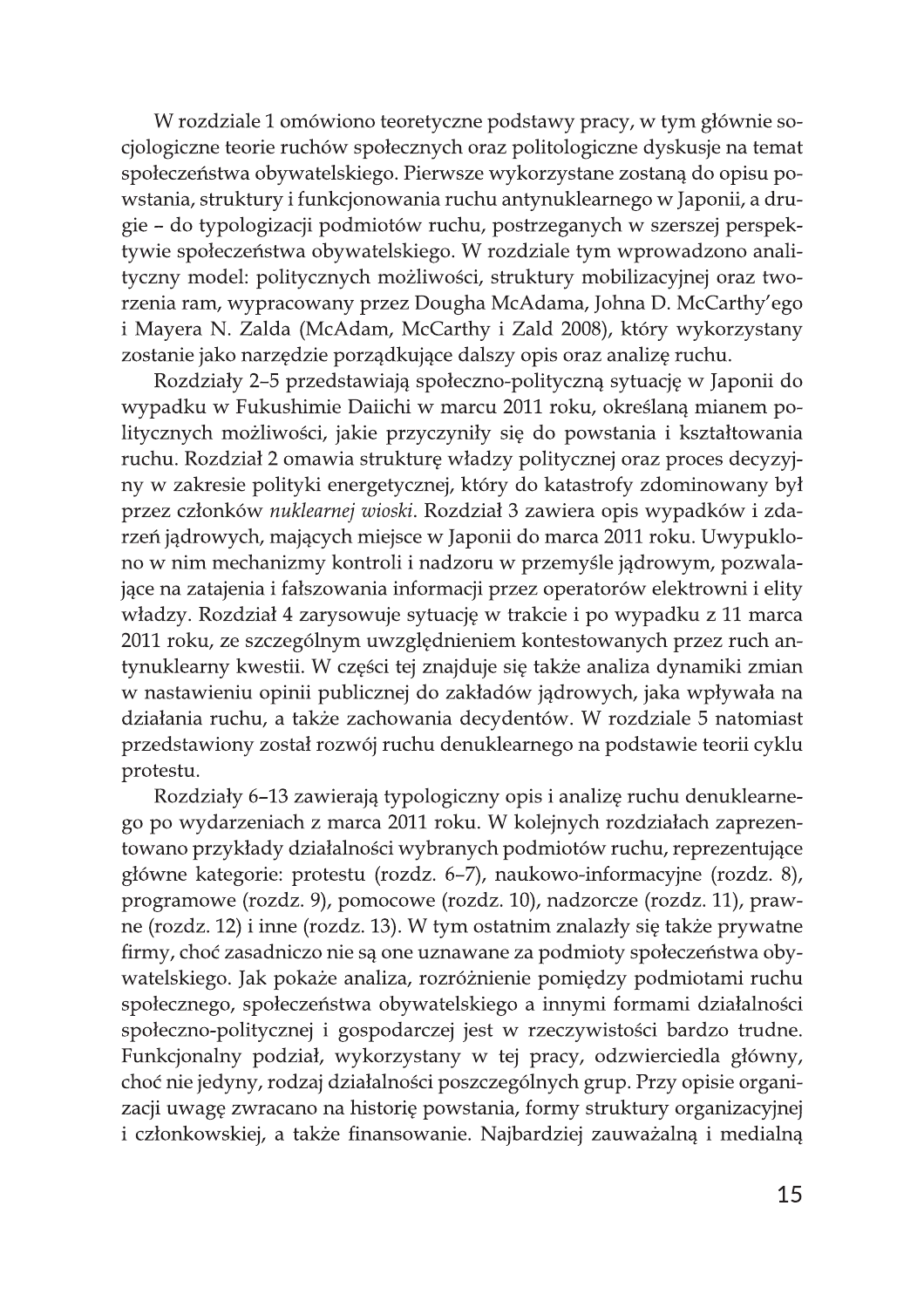W rozdziale 1 omówiono teoretyczne podstawy pracy, w tym głównie socjologiczne teorie ruchów społecznych oraz politologiczne dyskusje na temat społeczeństwa obywatelskiego. Pierwsze wykorzystane zostaną do opisu powstania, struktury i funkcjonowania ruchu antynuklearnego w Japonii, a drugie – do typologizacji podmiotów ruchu, postrzeganych w szerszej perspektywie społeczeństwa obywatelskiego. W rozdziale tym wprowadzono analityczny model: politycznych możliwości, struktury mobilizacyjnej oraz tworzenia ram, wypracowany przez Dougha McAdama, Johna D. McCarthy'ego i Mayera N. Zalda (McAdam, McCarthy i Zald 2008), który wykorzystany zostanie jako narzędzie porządkujące dalszy opis oraz analizę ruchu.

Rozdziały 2–5 przedstawiają społeczno-polityczną sytuację w Japonii do wypadku w Fukushimie Daiichi w marcu 2011 roku, określaną mianem politycznych możliwości, jakie przyczyniły się do powstania i kształtowania ruchu. Rozdział 2 omawia strukturę władzy politycznej oraz proces decyzyjny w zakresie polityki energetycznej, który do katastrofy zdominowany był przez członków *nuklearnej wioski*. Rozdział 3 zawiera opis wypadków i zdarzeń jądrowych, mających miejsce w Japonii do marca 2011 roku. Uwypuklono w nim mechanizmy kontroli i nadzoru w przemyśle jądrowym, pozwalające na zatajenia i fałszowania informacji przez operatorów elektrowni i elity władzy. Rozdział 4 zarysowuje sytuację w trakcie i po wypadku z 11 marca 2011 roku, ze szczególnym uwzględnieniem kontestowanych przez ruch antynuklearny kwestii. W części tej znajduje się także analiza dynamiki zmian w nastawieniu opinii publicznej do zakładów jądrowych, jaka wpływała na działania ruchu, a także zachowania decydentów. W rozdziale 5 natomiast przedstawiony został rozwój ruchu denuklearnego na podstawie teorii cyklu protestu.

Rozdziały 6–13 zawierają typologiczny opis i analizę ruchu denuklearnego po wydarzeniach z marca 2011 roku. W kolejnych rozdziałach zaprezentowano przykłady działalności wybranych podmiotów ruchu, reprezentujące główne kategorie: protestu (rozdz. 6–7), naukowo-informacyjne (rozdz. 8), programowe (rozdz. 9), pomocowe (rozdz. 10), nadzorcze (rozdz. 11), prawne (rozdz. 12) i inne (rozdz. 13). W tym ostatnim znalazły się także prywatne firmy, choć zasadniczo nie są one uznawane za podmioty społeczeństwa obywatelskiego. Jak pokaże analiza, rozróżnienie pomiędzy podmiotami ruchu społecznego, społeczeństwa obywatelskiego a innymi formami działalności społeczno-politycznej i gospodarczej jest w rzeczywistości bardzo trudne. Funkcjonalny podział, wykorzystany w tej pracy, odzwierciedla główny, choć nie jedyny, rodzaj działalności poszczególnych grup. Przy opisie organizacji uwagę zwracano na historię powstania, formy struktury organizacyjnej i członkowskiej, a także finansowanie. Najbardziej zauważalną i medialną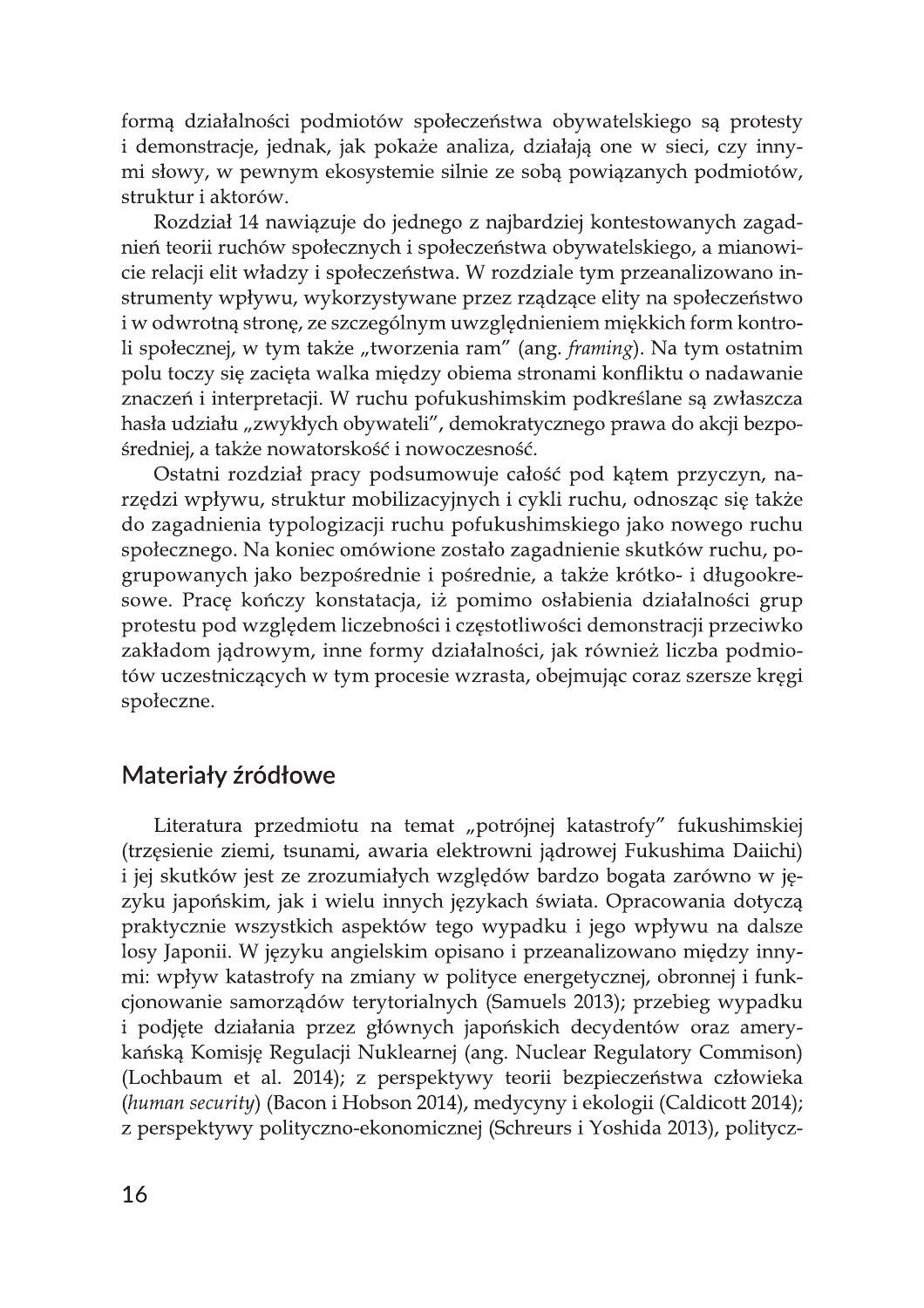formą działalności podmiotów społeczeństwa obywatelskiego są protesty i demonstracje, jednak, jak pokaże analiza, działają one w sieci, czy innymi słowy, w pewnym ekosystemie silnie ze sobą powiązanych podmiotów, struktur i aktorów.

Rozdział 14 nawiązuje do jednego z najbardziej kontestowanych zagadnień teorii ruchów społecznych i społeczeństwa obywatelskiego, a mianowicie relacji elit władzy i społeczeństwa. W rozdziale tym przeanalizowano instrumenty wpływu, wykorzystywane przez rządzące elity na społeczeństwo i w odwrotną stronę, ze szczególnym uwzględnieniem miękkich form kontroli społecznej, w tym także „tworzenia ram” (ang. *framing*). Na tym ostatnim polu toczy się zacięta walka między obiema stronami konfliktu o nadawanie znaczeń i interpretacji. W ruchu pofukushimskim podkreślane są zwłaszcza hasła udziału „zwykłych obywateli”, demokratycznego prawa do akcji bezpośredniej, a także nowatorskość i nowoczesność.

Ostatni rozdział pracy podsumowuje całość pod kątem przyczyn, narzędzi wpływu, struktur mobilizacyjnych i cykli ruchu, odnosząc się także do zagadnienia typologizacji ruchu pofukushimskiego jako nowego ruchu społecznego. Na koniec omówione zostało zagadnienie skutków ruchu, pogrupowanych jako bezpośrednie i pośrednie, a także krótko- i długookresowe. Pracę kończy konstatacja, iż pomimo osłabienia działalności grup protestu pod względem liczebności i częstotliwości demonstracji przeciwko zakładom jądrowym, inne formy działalności, jak również liczba podmiotów uczestniczących w tym procesie wzrasta, obejmując coraz szersze kręgi społeczne.

## Materiały źródłowe

Literatura przedmiotu na temat „potrójnej katastrofy” fukushimskiej (trzęsienie ziemi, tsunami, awaria elektrowni jądrowej Fukushima Daiichi) i jej skutków jest ze zrozumiałych względów bardzo bogata zarówno w języku japońskim, jak i wielu innych językach świata. Opracowania dotyczą praktycznie wszystkich aspektów tego wypadku i jego wpływu na dalsze losy Japonii. W języku angielskim opisano i przeanalizowano między innymi: wpływ katastrofy na zmiany w polityce energetycznej, obronnej i funkcjonowanie samorządów terytorialnych (Samuels 2013); przebieg wypadku i podjęte działania przez głównych japońskich decydentów oraz amerykańską Komisję Regulacji Nuklearnej (ang. Nuclear Regulatory Commison) (Lochbaum et al. 2014); z perspektywy teorii bezpieczeństwa człowieka (*human security*) (Bacon i Hobson 2014), medycyny i ekologii (Caldicott 2014); z perspektywy polityczno-ekonomicznej (Schreurs i Yoshida 2013), politycz-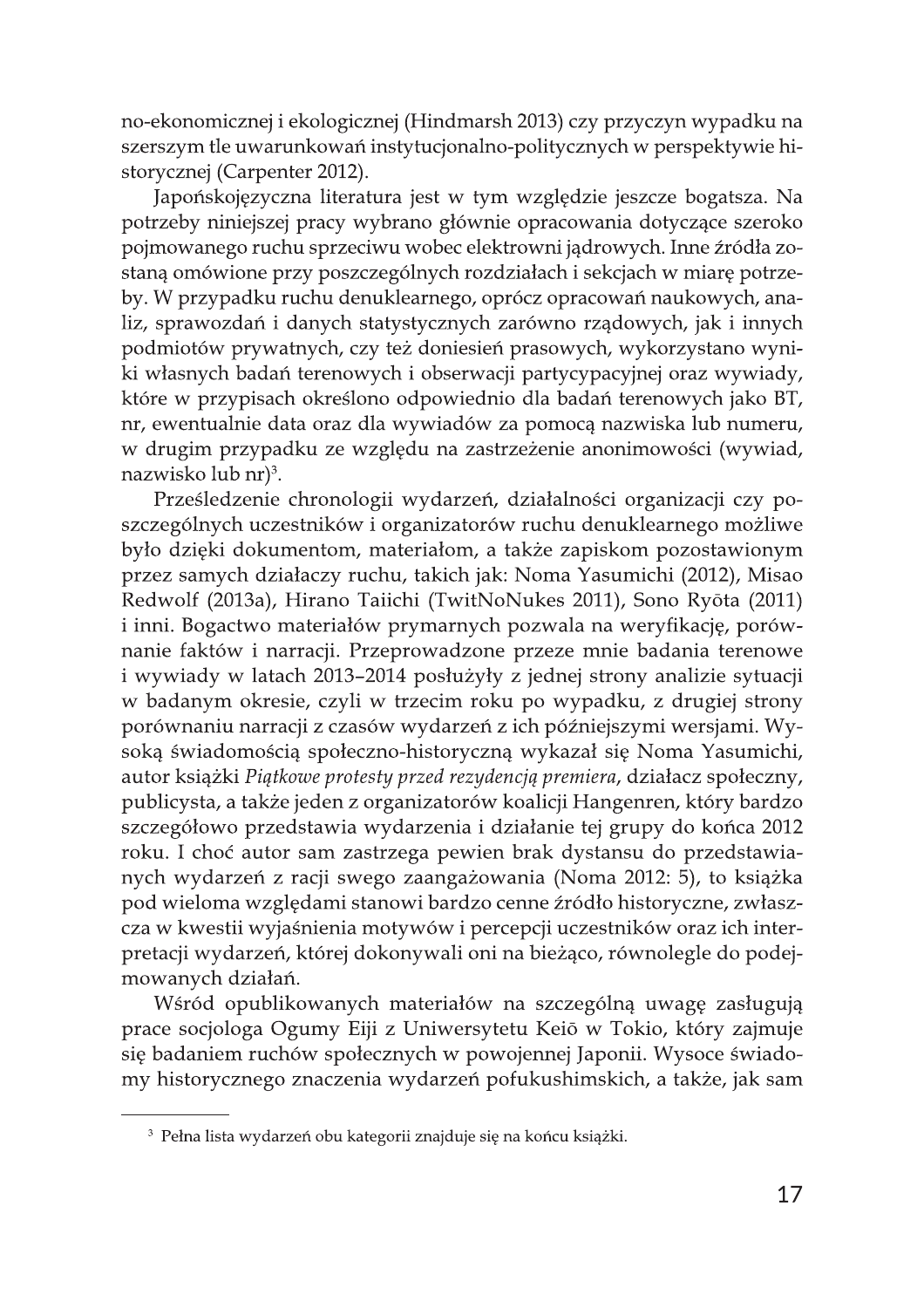no-ekonomicznej i ekologicznej (Hindmarsh 2013) czy przyczyn wypadku na szerszym tle uwarunkowań instytucjonalno-politycznych w perspektywie historycznej (Carpenter 2012).

Japońskojęzyczna literatura jest w tym względzie jeszcze bogatsza. Na potrzeby niniejszej pracy wybrano głównie opracowania dotyczące szeroko pojmowanego ruchu sprzeciwu wobec elektrowni jądrowych. Inne źródła zostaną omówione przy poszczególnych rozdziałach i sekcjach w miarę potrzeby. W przypadku ruchu denuklearnego, oprócz opracowań naukowych, analiz, sprawozdań i danych statystycznych zarówno rządowych, jak i innych podmiotów prywatnych, czy też doniesień prasowych, wykorzystano wyniki własnych badań terenowych i obserwacji partycypacyjnej oraz wywiady, które w przypisach określono odpowiednio dla badań terenowych jako BT, nr, ewentualnie data oraz dla wywiadów za pomocą nazwiska lub numeru, w drugim przypadku ze względu na zastrzeżenie anonimowości (wywiad, nazwisko lub nr)[3].

Prześledzenie chronologii wydarzeń, działalności organizacji czy poszczególnych uczestników i organizatorów ruchu denuklearnego możliwe było dzięki dokumentom, materiałom, a także zapiskom pozostawionym przez samych działaczy ruchu, takich jak: Noma Yasumichi (2012), Misao Redwolf (2013a), Hirano Taiichi (TwitNoNukes 2011), Sono Ryōta (2011) i inni. Bogactwo materiałów prymarnych pozwala na weryfikację, porównanie faktów i narracji. Przeprowadzone przeze mnie badania terenowe i wywiady w latach 2013–2014 posłużyły z jednej strony analizie sytuacji w badanym okresie, czyli w trzecim roku po wypadku, z drugiej strony porównaniu narracji z czasów wydarzeń z ich późniejszymi wersjami. Wysoką świadomością społeczno-historyczną wykazał się Noma Yasumichi, autor książki *Piątkowe protesty przed rezydencją premiera*, działacz społeczny, publicysta, a także jeden z organizatorów koalicji Hangenren, który bardzo szczegółowo przedstawia wydarzenia i działanie tej grupy do końca 2012 roku. I choć autor sam zastrzega pewien brak dystansu do przedstawianych wydarzeń z racji swego zaangażowania (Noma 2012: 5), to książka pod wieloma względami stanowi bardzo cenne źródło historyczne, zwłaszcza w kwestii wyjaśnienia motywów i percepcji uczestników oraz ich interpretacji wydarzeń, której dokonywali oni na bieżąco, równolegle do podejmowanych działań.

Wśród opublikowanych materiałów na szczególną uwagę zasługują prace socjologa Ogumy Eiji z Uniwersytetu Keiō w Tokio, który zajmuje się badaniem ruchów społecznych w powojennej Japonii. Wysoce świadomy historycznego znaczenia wydarzeń pofukushimskich, a także, jak sam

---

[3] Pełna lista wydarzeń obu kategorii znajduje się na końcu książki.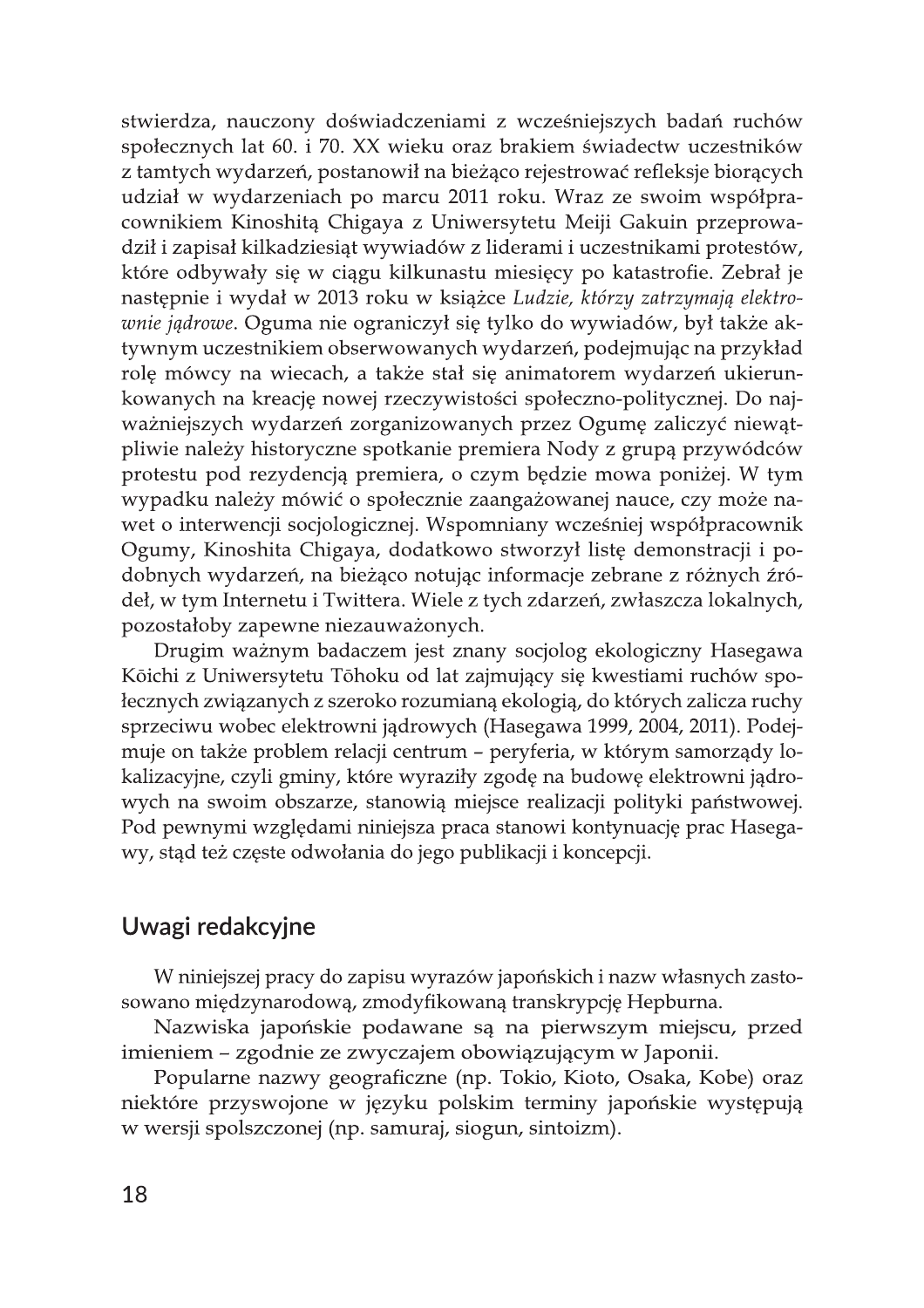stwierdza, nauczony doświadczeniami z wcześniejszych badań ruchów społecznych lat 60. i 70. XX wieku oraz brakiem świadectw uczestników z tamtych wydarzeń, postanowił na bieżąco rejestrować refleksje biorących udział w wydarzeniach po marcu 2011 roku. Wraz ze swoim współpracownikiem Kinoshitą Chigaya z Uniwersytetu Meiji Gakuin przeprowadził i zapisał kilkadziesiąt wywiadów z liderami i uczestnikami protestów, które odbywały się w ciągu kilkunastu miesięcy po katastrofie. Zebrał je następnie i wydał w 2013 roku w książce *Ludzie, którzy zatrzymają elektrownie jądrowe*. Oguma nie ograniczył się tylko do wywiadów, był także aktywnym uczestnikiem obserwowanych wydarzeń, podejmując na przykład rolę mówcy na wiecach, a także stał się animatorem wydarzeń ukierunkowanych na kreację nowej rzeczywistości społeczno-politycznej. Do najważniejszych wydarzeń zorganizowanych przez Ogumę zaliczyć niewątpliwie należy historyczne spotkanie premiera Nody z grupą przywódców protestu pod rezydencją premiera, o czym będzie mowa poniżej. W tym wypadku należy mówić o społecznie zaangażowanej nauce, czy może nawet o interwencji socjologicznej. Wspomniany wcześniej współpracownik Ogumy, Kinoshita Chigaya, dodatkowo stworzył listę demonstracji i podobnych wydarzeń, na bieżąco notując informacje zebrane z różnych źródeł, w tym Internetu i Twittera. Wiele z tych zdarzeń, zwłaszcza lokalnych, pozostałoby zapewne niezauważonych.

Drugim ważnym badaczem jest znany socjolog ekologiczny Hasegawa Kōichi z Uniwersytetu Tōhoku od lat zajmujący się kwestiami ruchów społecznych związanych z szeroko rozumianą ekologią, do których zalicza ruchy sprzeciwu wobec elektrowni jądrowych (Hasegawa 1999, 2004, 2011). Podejmuje on także problem relacji centrum – peryferia, w którym samorządy lokalizacyjne, czyli gminy, które wyraziły zgodę na budowę elektrowni jądrowych na swoim obszarze, stanowią miejsce realizacji polityki państwowej. Pod pewnymi względami niniejsza praca stanowi kontynuację prac Hasegawy, stąd też częste odwołania do jego publikacji i koncepcji.

## Uwagi redakcyjne

W niniejszej pracy do zapisu wyrazów japońskich i nazw własnych zastosowano międzynarodową, zmodyfikowaną transkrypcję Hepburna.

Nazwiska japońskie podawane są na pierwszym miejscu, przed imieniem – zgodnie ze zwyczajem obowiązującym w Japonii.

Popularne nazwy geograficzne (np. Tokio, Kioto, Osaka, Kobe) oraz niektóre przyswojone w języku polskim terminy japońskie występują w wersji spolszczonej (np. samuraj, siogun, sintoizm).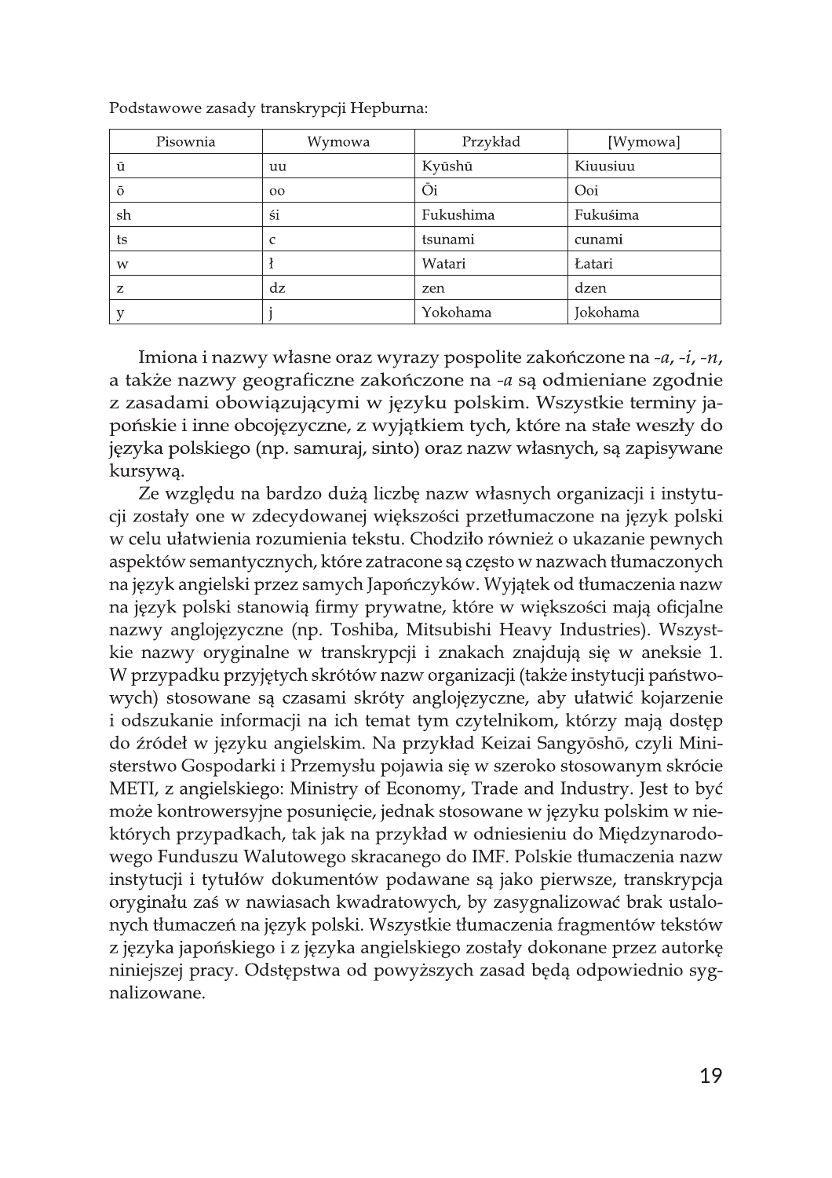Podstawowe zasady transkrypcji Hepburna:

| Pisownia | Wymowa | Przykład | [Wymowa] |
|---|---|---|---|
| ū | uu | Kyūshū | Kiuusiuu |
| ō | oo | Ōi | Ooi |
| sh | śi | Fukushima | Fukuśima |
| ts | c | tsunami | cunami |
| w | ł | Watari | Łatari |
| z | dz | zen | dzen |
| y | j | Yokohama | Jokohama |

Imiona i nazwy własne oraz wyrazy pospolite zakończone na *-a*, *-i*, *-n*, a także nazwy geograficzne zakończone na *-a* są odmieniane zgodnie z zasadami obowiązującymi w języku polskim. Wszystkie terminy japońskie i inne obcojęzyczne, z wyjątkiem tych, które na stałe weszły do języka polskiego (np. samuraj, sinto) oraz nazw własnych, są zapisywane kursywą.

Ze względu na bardzo dużą liczbę nazw własnych organizacji i instytucji zostały one w zdecydowanej większości przetłumaczone na język polski w celu ułatwienia rozumienia tekstu. Chodziło również o ukazanie pewnych aspektów semantycznych, które zatracone są często w nazwach tłumaczonych na język angielski przez samych Japończyków. Wyjątek od tłumaczenia nazw na język polski stanowią firmy prywatne, które w większości mają oficjalne nazwy anglojęzyczne (np. Toshiba, Mitsubishi Heavy Industries). Wszystkie nazwy oryginalne w transkrypcji i znakach znajdują się w aneksie 1. W przypadku przyjętych skrótów nazw organizacji (także instytucji państwowych) stosowane są czasami skróty anglojęzyczne, aby ułatwić kojarzenie i odszukanie informacji na ich temat tym czytelnikom, którzy mają dostęp do źródeł w języku angielskim. Na przykład Keizai Sangyōshō, czyli Ministerstwo Gospodarki i Przemysłu pojawia się w szeroko stosowanym skrócie METI, z angielskiego: Ministry of Economy, Trade and Industry. Jest to być może kontrowersyjne posunięcie, jednak stosowane w języku polskim w niektórych przypadkach, tak jak na przykład w odniesieniu do Międzynarodowego Funduszu Walutowego skracanego do IMF. Polskie tłumaczenia nazw instytucji i tytułów dokumentów podawane są jako pierwsze, transkrypcja oryginału zaś w nawiasach kwadratowych, by zasygnalizować brak ustalonych tłumaczeń na język polski. Wszystkie tłumaczenia fragmentów tekstów z języka japońskiego i z języka angielskiego zostały dokonane przez autorkę niniejszej pracy. Odstępstwa od powyższych zasad będą odpowiednio sygnalizowane.